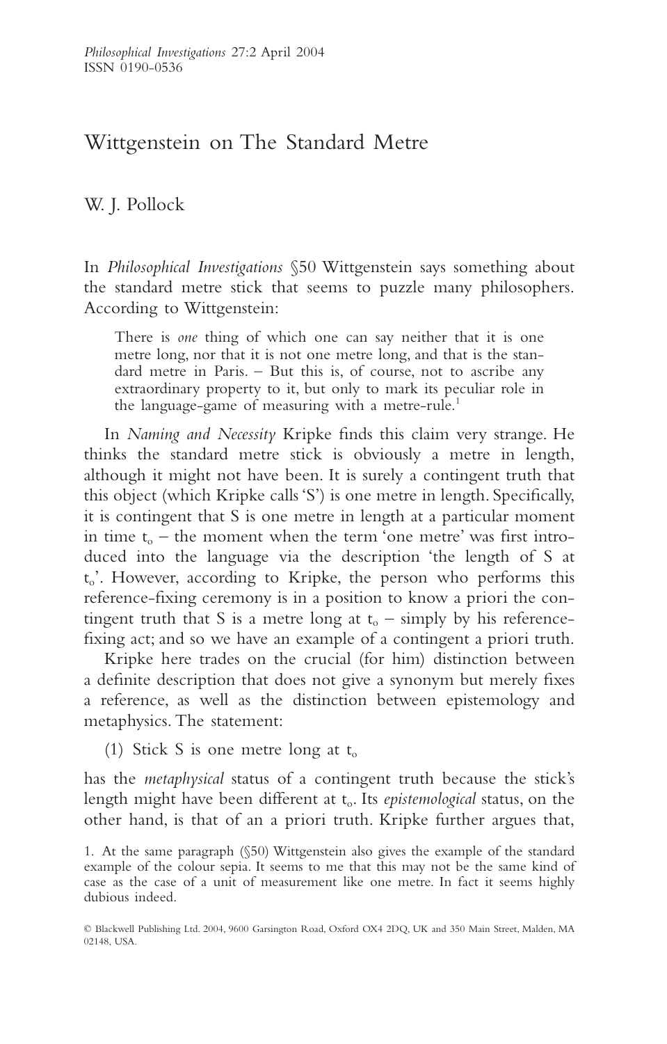# Wittgenstein on The Standard Metre

W. J. Pollock

In *Philosophical Investigations* §50 Wittgenstein says something about the standard metre stick that seems to puzzle many philosophers. According to Wittgenstein:

> There is *one* thing of which one can say neither that it is one metre long, nor that it is not one metre long, and that is the standard metre in Paris. – But this is, of course, not to ascribe any extraordinary property to it, but only to mark its peculiar role in the language-game of measuring with a metre-rule.[1]

In *Naming and Necessity* Kripke finds this claim very strange. He thinks the standard metre stick is obviously a metre in length, although it might not have been. It is surely a contingent truth that this object (which Kripke calls 'S') is one metre in length. Specifically, it is contingent that S is one metre in length at a particular moment in time $t_o$ – the moment when the term 'one metre' was first introduced into the language via the description 'the length of S at $t_o$'. However, according to Kripke, the person who performs this reference-fixing ceremony is in a position to know a priori the contingent truth that S is a metre long at $t_o$ – simply by his reference-fixing act; and so we have an example of a contingent a priori truth.

Kripke here trades on the crucial (for him) distinction between a definite description that does not give a synonym but merely fixes a reference, as well as the distinction between epistemology and metaphysics. The statement:

(1) Stick S is one metre long at $t_o$

has the *metaphysical* status of a contingent truth because the stick's length might have been different at $t_o$. Its *epistemological* status, on the other hand, is that of an a priori truth. Kripke further argues that,

1. At the same paragraph (§50) Wittgenstein also gives the example of the standard example of the colour sepia. It seems to me that this may not be the same kind of case as the case of a unit of measurement like one metre. In fact it seems highly dubious indeed.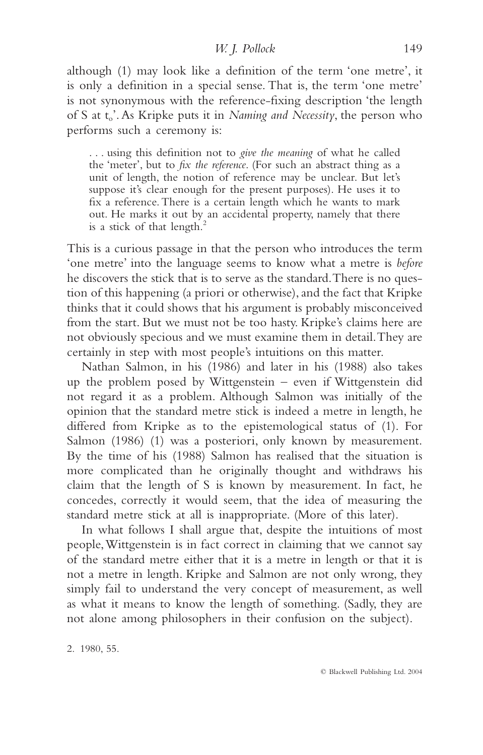although (1) may look like a definition of the term 'one metre', it is only a definition in a special sense. That is, the term 'one metre' is not synonymous with the reference-fixing description 'the length of S at $t_o$'. As Kripke puts it in *Naming and Necessity*, the person who performs such a ceremony is:

> . . . using this definition not to *give the meaning* of what he called the 'meter', but to *fix the reference*. (For such an abstract thing as a unit of length, the notion of reference may be unclear. But let's suppose it's clear enough for the present purposes). He uses it to fix a reference. There is a certain length which he wants to mark out. He marks it out by an accidental property, namely that there is a stick of that length.[2]

This is a curious passage in that the person who introduces the term 'one metre' into the language seems to know what a metre is *before* he discovers the stick that is to serve as the standard. There is no question of this happening (a priori or otherwise), and the fact that Kripke thinks that it could shows that his argument is probably misconceived from the start. But we must not be too hasty. Kripke's claims here are not obviously specious and we must examine them in detail. They are certainly in step with most people's intuitions on this matter.

Nathan Salmon, in his (1986) and later in his (1988) also takes up the problem posed by Wittgenstein – even if Wittgenstein did not regard it as a problem. Although Salmon was initially of the opinion that the standard metre stick is indeed a metre in length, he differed from Kripke as to the epistemological status of (1). For Salmon (1986) (1) was a posteriori, only known by measurement. By the time of his (1988) Salmon has realised that the situation is more complicated than he originally thought and withdraws his claim that the length of S is known by measurement. In fact, he concedes, correctly it would seem, that the idea of measuring the standard metre stick at all is inappropriate. (More of this later).

In what follows I shall argue that, despite the intuitions of most people, Wittgenstein is in fact correct in claiming that we cannot say of the standard metre either that it is a metre in length or that it is not a metre in length. Kripke and Salmon are not only wrong, they simply fail to understand the very concept of measurement, as well as what it means to know the length of something. (Sadly, they are not alone among philosophers in their confusion on the subject).

2. 1980, 55.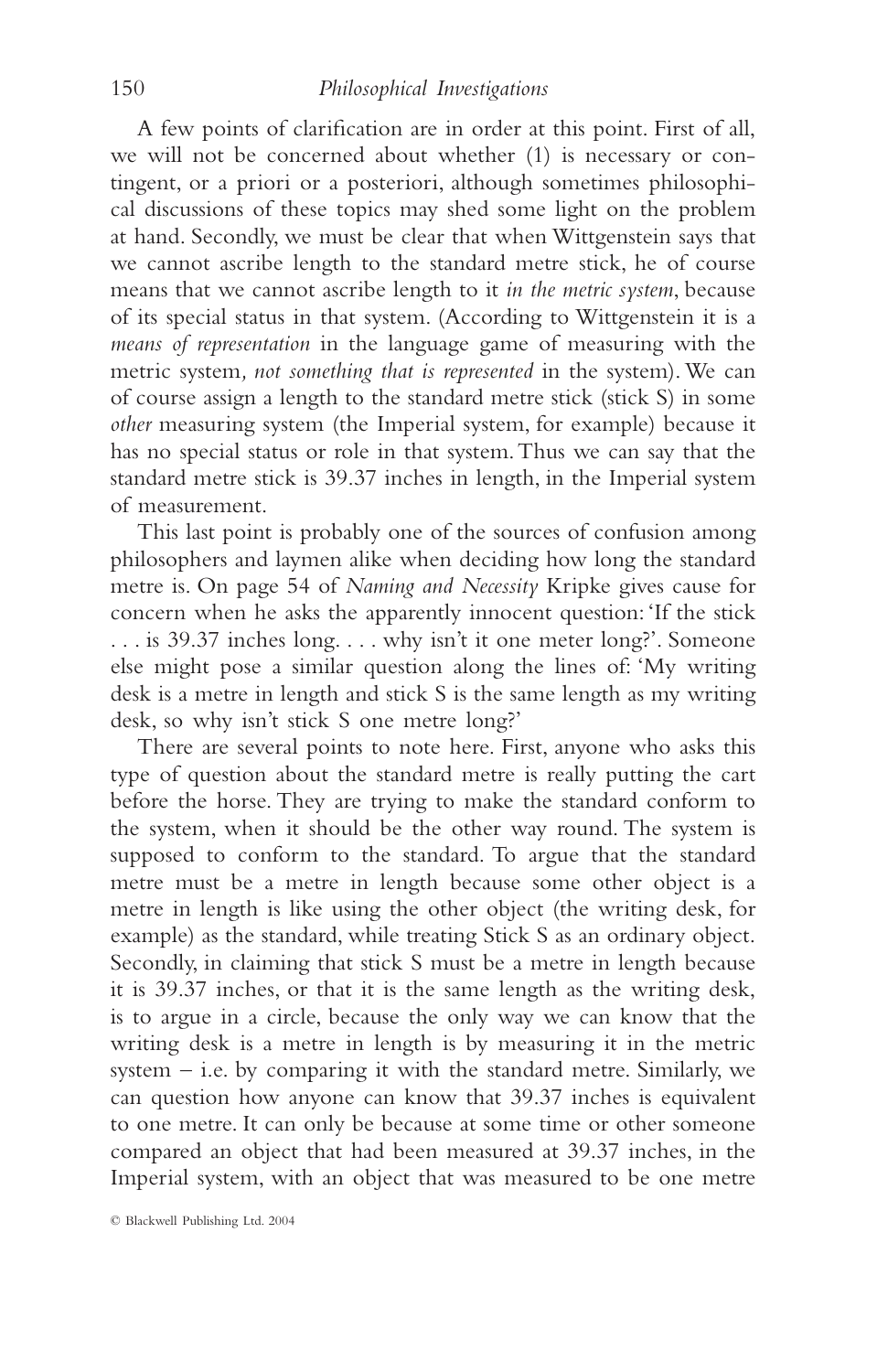A few points of clarification are in order at this point. First of all, we will not be concerned about whether (1) is necessary or contingent, or a priori or a posteriori, although sometimes philosophical discussions of these topics may shed some light on the problem at hand. Secondly, we must be clear that when Wittgenstein says that we cannot ascribe length to the standard metre stick, he of course means that we cannot ascribe length to it *in the metric system*, because of its special status in that system. (According to Wittgenstein it is a *means of representation* in the language game of measuring with the metric system*, not something that is represented* in the system). We can of course assign a length to the standard metre stick (stick S) in some *other* measuring system (the Imperial system, for example) because it has no special status or role in that system. Thus we can say that the standard metre stick is 39.37 inches in length, in the Imperial system of measurement.

This last point is probably one of the sources of confusion among philosophers and laymen alike when deciding how long the standard metre is. On page 54 of *Naming and Necessity* Kripke gives cause for concern when he asks the apparently innocent question: 'If the stick . . . is 39.37 inches long. . . . why isn't it one meter long?'. Someone else might pose a similar question along the lines of: 'My writing desk is a metre in length and stick S is the same length as my writing desk, so why isn't stick S one metre long?'

There are several points to note here. First, anyone who asks this type of question about the standard metre is really putting the cart before the horse. They are trying to make the standard conform to the system, when it should be the other way round. The system is supposed to conform to the standard. To argue that the standard metre must be a metre in length because some other object is a metre in length is like using the other object (the writing desk, for example) as the standard, while treating Stick S as an ordinary object. Secondly, in claiming that stick S must be a metre in length because it is 39.37 inches, or that it is the same length as the writing desk, is to argue in a circle, because the only way we can know that the writing desk is a metre in length is by measuring it in the metric system – i.e. by comparing it with the standard metre. Similarly, we can question how anyone can know that 39.37 inches is equivalent to one metre. It can only be because at some time or other someone compared an object that had been measured at 39.37 inches, in the Imperial system, with an object that was measured to be one metre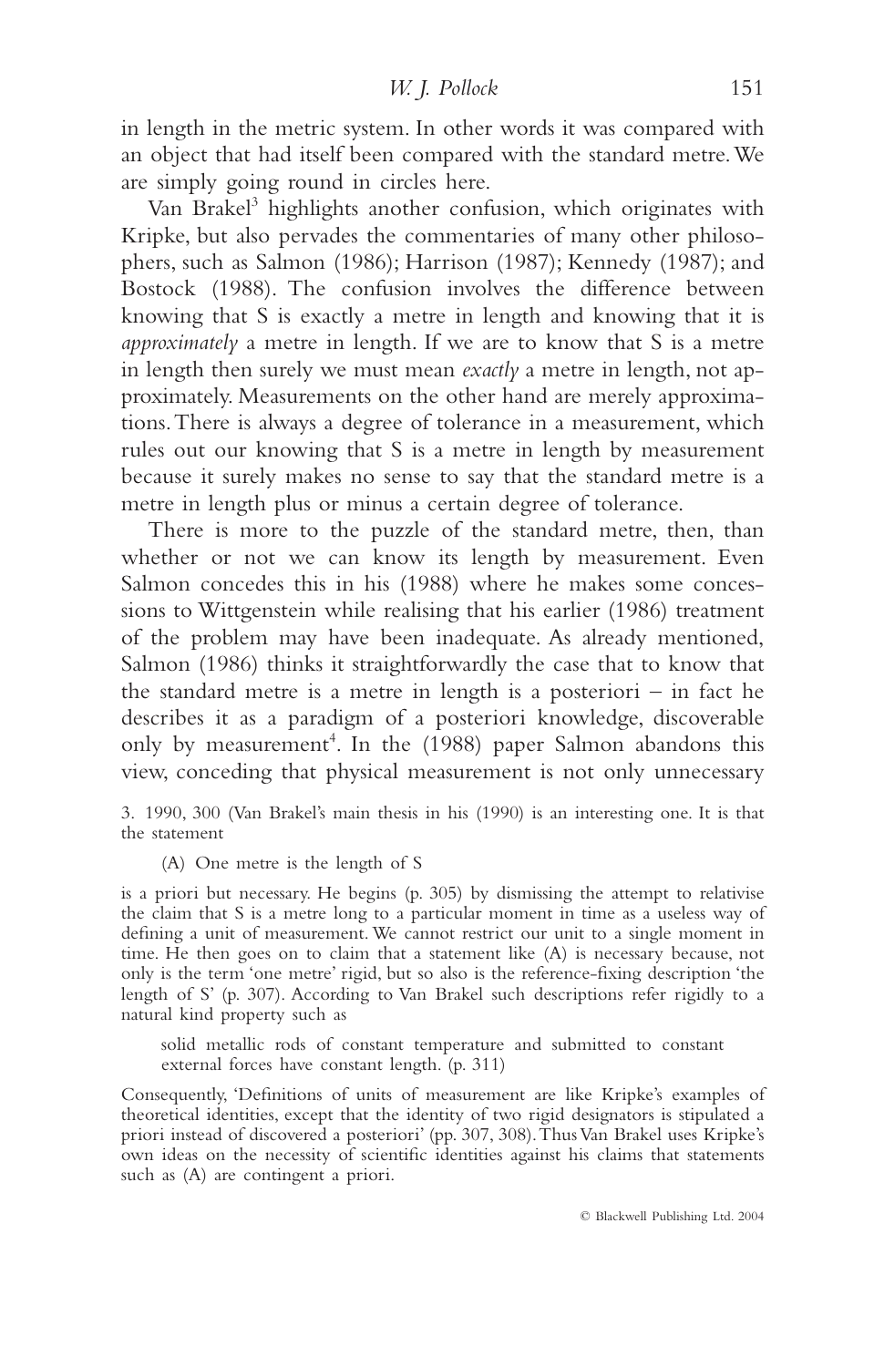in length in the metric system. In other words it was compared with an object that had itself been compared with the standard metre. We are simply going round in circles here.

Van Brakel[3] highlights another confusion, which originates with Kripke, but also pervades the commentaries of many other philosophers, such as Salmon (1986); Harrison (1987); Kennedy (1987); and Bostock (1988). The confusion involves the difference between knowing that S is exactly a metre in length and knowing that it is *approximately* a metre in length. If we are to know that S is a metre in length then surely we must mean *exactly* a metre in length, not approximately. Measurements on the other hand are merely approximations. There is always a degree of tolerance in a measurement, which rules out our knowing that S is a metre in length by measurement because it surely makes no sense to say that the standard metre is a metre in length plus or minus a certain degree of tolerance.

There is more to the puzzle of the standard metre, then, than whether or not we can know its length by measurement. Even Salmon concedes this in his (1988) where he makes some concessions to Wittgenstein while realising that his earlier (1986) treatment of the problem may have been inadequate. As already mentioned, Salmon (1986) thinks it straightforwardly the case that to know that the standard metre is a metre in length is a posteriori – in fact he describes it as a paradigm of a posteriori knowledge, discoverable only by measurement[4]. In the (1988) paper Salmon abandons this view, conceding that physical measurement is not only unnecessary

3. 1990, 300 (Van Brakel's main thesis in his (1990) is an interesting one. It is that the statement

> (A) One metre is the length of S

is a priori but necessary. He begins (p. 305) by dismissing the attempt to relativise the claim that S is a metre long to a particular moment in time as a useless way of defining a unit of measurement. We cannot restrict our unit to a single moment in time. He then goes on to claim that a statement like (A) is necessary because, not only is the term 'one metre' rigid, but so also is the reference-fixing description 'the length of S' (p. 307). According to Van Brakel such descriptions refer rigidly to a natural kind property such as

> solid metallic rods of constant temperature and submitted to constant external forces have constant length. (p. 311)

Consequently, 'Definitions of units of measurement are like Kripke's examples of theoretical identities, except that the identity of two rigid designators is stipulated a priori instead of discovered a posteriori' (pp. 307, 308). Thus Van Brakel uses Kripke's own ideas on the necessity of scientific identities against his claims that statements such as (A) are contingent a priori.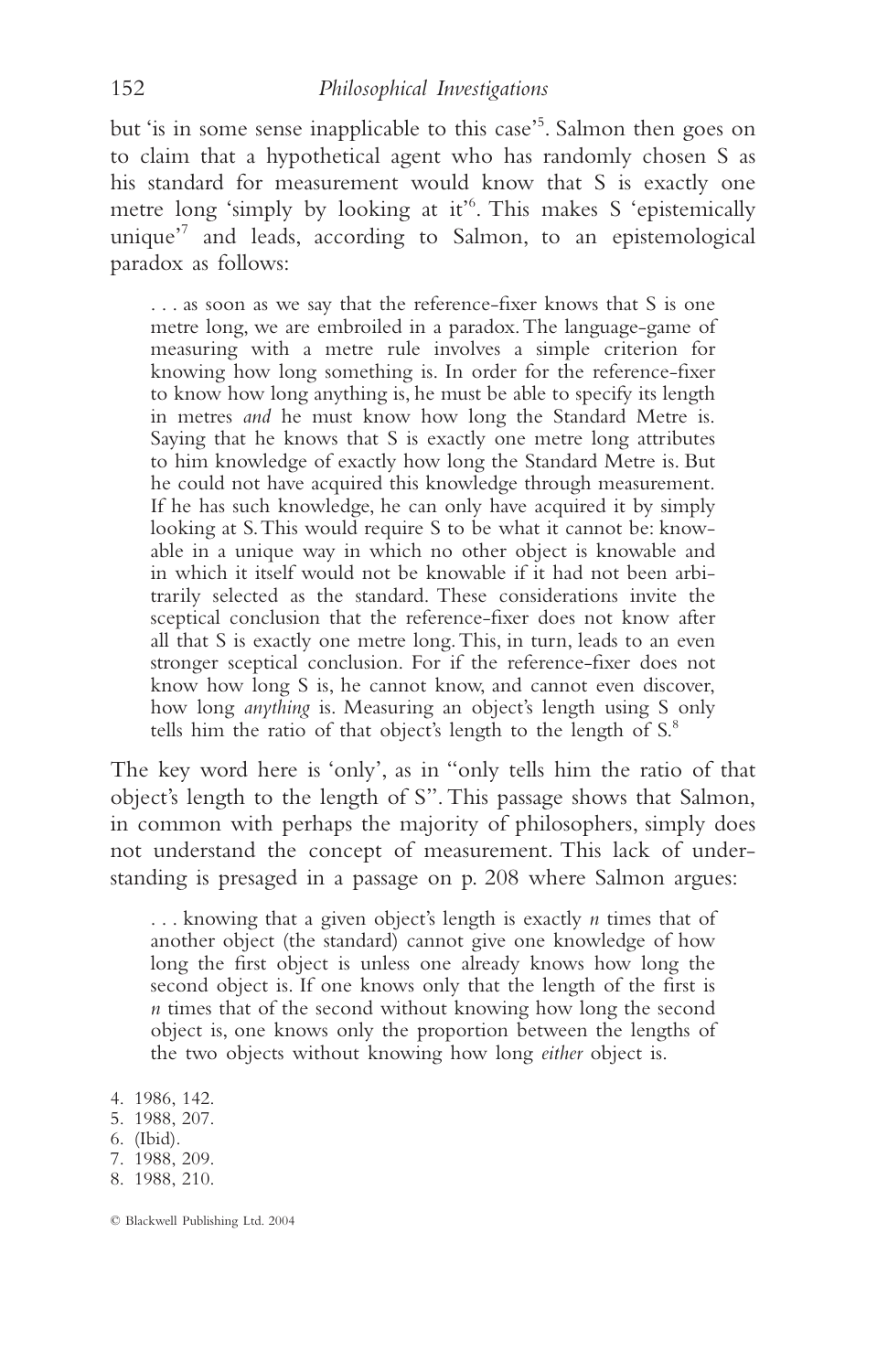but 'is in some sense inapplicable to this case'[5]. Salmon then goes on to claim that a hypothetical agent who has randomly chosen S as his standard for measurement would know that S is exactly one metre long 'simply by looking at it'[6]. This makes S 'epistemically unique'[7] and leads, according to Salmon, to an epistemological paradox as follows:

> . . . as soon as we say that the reference-fixer knows that S is one metre long, we are embroiled in a paradox. The language-game of measuring with a metre rule involves a simple criterion for knowing how long something is. In order for the reference-fixer to know how long anything is, he must be able to specify its length in metres *and* he must know how long the Standard Metre is. Saying that he knows that S is exactly one metre long attributes to him knowledge of exactly how long the Standard Metre is. But he could not have acquired this knowledge through measurement. If he has such knowledge, he can only have acquired it by simply looking at S. This would require S to be what it cannot be: knowable in a unique way in which no other object is knowable and in which it itself would not be knowable if it had not been arbitrarily selected as the standard. These considerations invite the sceptical conclusion that the reference-fixer does not know after all that S is exactly one metre long. This, in turn, leads to an even stronger sceptical conclusion. For if the reference-fixer does not know how long S is, he cannot know, and cannot even discover, how long *anything* is. Measuring an object's length using S only tells him the ratio of that object's length to the length of S.[8]

The key word here is 'only', as in "only tells him the ratio of that object's length to the length of S". This passage shows that Salmon, in common with perhaps the majority of philosophers, simply does not understand the concept of measurement. This lack of understanding is presaged in a passage on p. 208 where Salmon argues:

> . . . knowing that a given object's length is exactly *n* times that of another object (the standard) cannot give one knowledge of how long the first object is unless one already knows how long the second object is. If one knows only that the length of the first is *n* times that of the second without knowing how long the second object is, one knows only the proportion between the lengths of the two objects without knowing how long *either* object is.

4. 1986, 142.
5. 1988, 207.
6. (Ibid).
7. 1988, 209.
8. 1988, 210.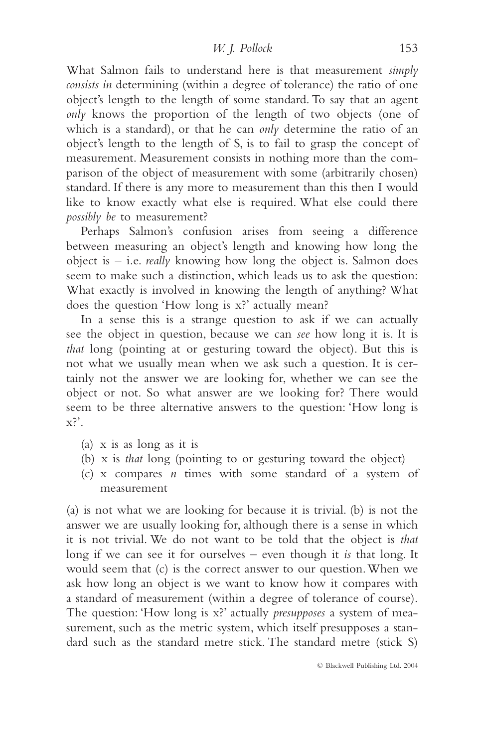What Salmon fails to understand here is that measurement *simply consists in* determining (within a degree of tolerance) the ratio of one object's length to the length of some standard. To say that an agent *only* knows the proportion of the length of two objects (one of which is a standard), or that he can *only* determine the ratio of an object's length to the length of S, is to fail to grasp the concept of measurement. Measurement consists in nothing more than the comparison of the object of measurement with some (arbitrarily chosen) standard. If there is any more to measurement than this then I would like to know exactly what else is required. What else could there *possibly be* to measurement?

Perhaps Salmon's confusion arises from seeing a difference between measuring an object's length and knowing how long the object is – i.e. *really* knowing how long the object is. Salmon does seem to make such a distinction, which leads us to ask the question: What exactly is involved in knowing the length of anything? What does the question 'How long is x?' actually mean?

In a sense this is a strange question to ask if we can actually see the object in question, because we can *see* how long it is. It is *that* long (pointing at or gesturing toward the object). But this is not what we usually mean when we ask such a question. It is certainly not the answer we are looking for, whether we can see the object or not. So what answer are we looking for? There would seem to be three alternative answers to the question: 'How long is x?'.

(a) x is as long as it is
(b) x is *that* long (pointing to or gesturing toward the object)
(c) x compares *n* times with some standard of a system of measurement

(a) is not what we are looking for because it is trivial. (b) is not the answer we are usually looking for, although there is a sense in which it is not trivial. We do not want to be told that the object is *that* long if we can see it for ourselves – even though it *is* that long. It would seem that (c) is the correct answer to our question. When we ask how long an object is we want to know how it compares with a standard of measurement (within a degree of tolerance of course). The question: 'How long is x?' actually *presupposes* a system of measurement, such as the metric system, which itself presupposes a standard such as the standard metre stick. The standard metre (stick S)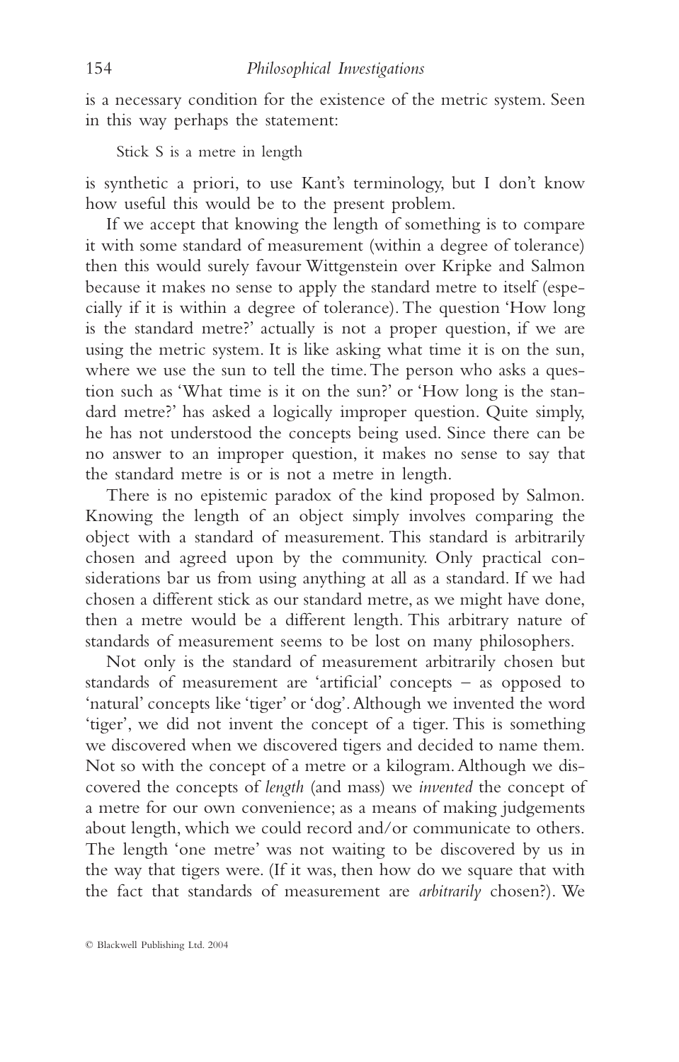is a necessary condition for the existence of the metric system. Seen in this way perhaps the statement:

> Stick S is a metre in length

is synthetic a priori, to use Kant's terminology, but I don't know how useful this would be to the present problem.

If we accept that knowing the length of something is to compare it with some standard of measurement (within a degree of tolerance) then this would surely favour Wittgenstein over Kripke and Salmon because it makes no sense to apply the standard metre to itself (especially if it is within a degree of tolerance). The question 'How long is the standard metre?' actually is not a proper question, if we are using the metric system. It is like asking what time it is on the sun, where we use the sun to tell the time. The person who asks a question such as 'What time is it on the sun?' or 'How long is the standard metre?' has asked a logically improper question. Quite simply, he has not understood the concepts being used. Since there can be no answer to an improper question, it makes no sense to say that the standard metre is or is not a metre in length.

There is no epistemic paradox of the kind proposed by Salmon. Knowing the length of an object simply involves comparing the object with a standard of measurement. This standard is arbitrarily chosen and agreed upon by the community. Only practical considerations bar us from using anything at all as a standard. If we had chosen a different stick as our standard metre, as we might have done, then a metre would be a different length. This arbitrary nature of standards of measurement seems to be lost on many philosophers.

Not only is the standard of measurement arbitrarily chosen but standards of measurement are 'artificial' concepts – as opposed to 'natural' concepts like 'tiger' or 'dog'. Although we invented the word 'tiger', we did not invent the concept of a tiger. This is something we discovered when we discovered tigers and decided to name them. Not so with the concept of a metre or a kilogram. Although we discovered the concepts of *length* (and mass) we *invented* the concept of a metre for our own convenience; as a means of making judgements about length, which we could record and/or communicate to others. The length 'one metre' was not waiting to be discovered by us in the way that tigers were. (If it was, then how do we square that with the fact that standards of measurement are *arbitrarily* chosen?). We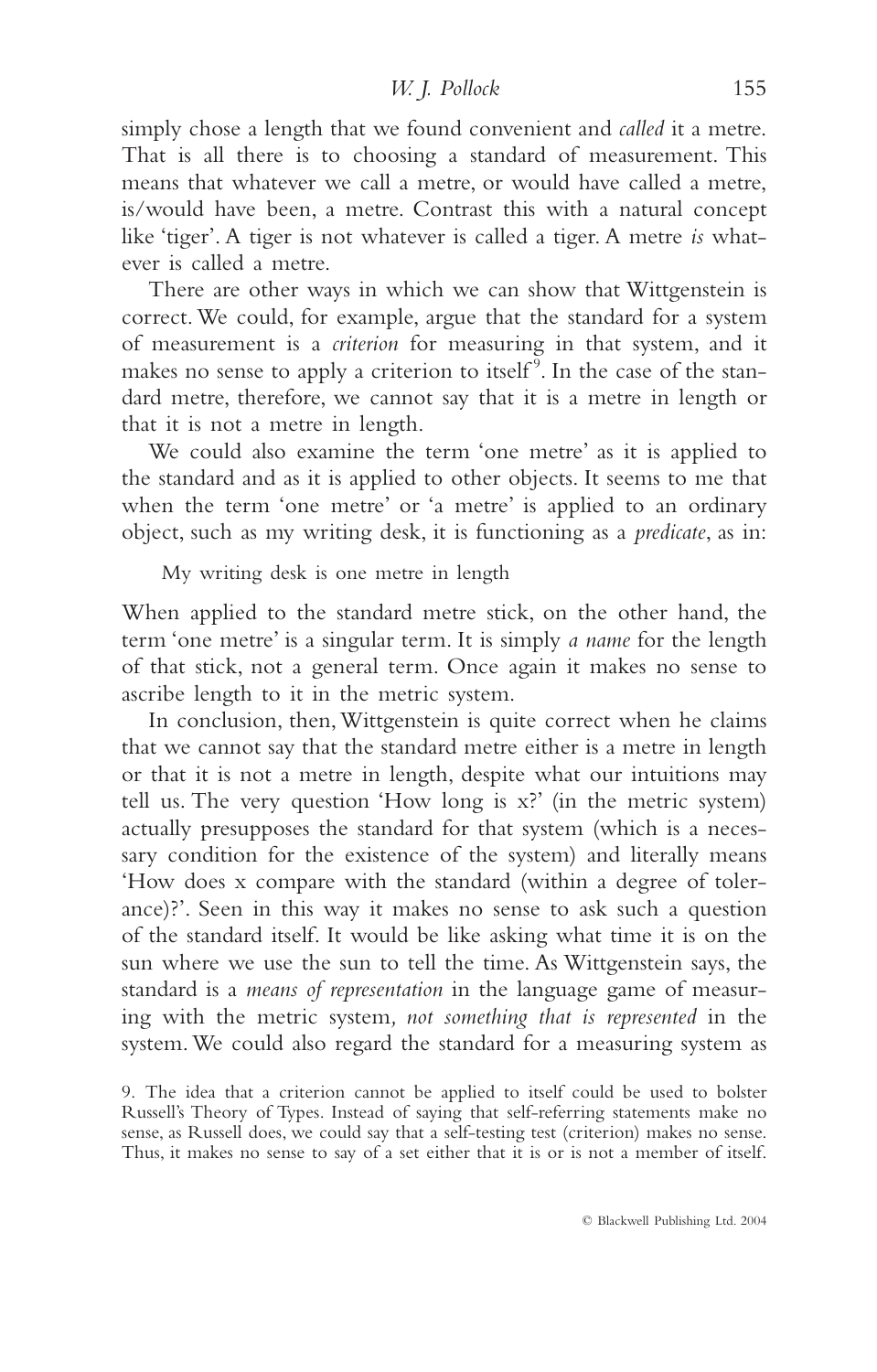simply chose a length that we found convenient and *called* it a metre. That is all there is to choosing a standard of measurement. This means that whatever we call a metre, or would have called a metre, is/would have been, a metre. Contrast this with a natural concept like 'tiger'. A tiger is not whatever is called a tiger. A metre *is* whatever is called a metre.

There are other ways in which we can show that Wittgenstein is correct. We could, for example, argue that the standard for a system of measurement is a *criterion* for measuring in that system, and it makes no sense to apply a criterion to itself[9]. In the case of the standard metre, therefore, we cannot say that it is a metre in length or that it is not a metre in length.

We could also examine the term 'one metre' as it is applied to the standard and as it is applied to other objects. It seems to me that when the term 'one metre' or 'a metre' is applied to an ordinary object, such as my writing desk, it is functioning as a *predicate*, as in:

> My writing desk is one metre in length

When applied to the standard metre stick, on the other hand, the term 'one metre' is a singular term. It is simply *a name* for the length of that stick, not a general term. Once again it makes no sense to ascribe length to it in the metric system.

In conclusion, then, Wittgenstein is quite correct when he claims that we cannot say that the standard metre either is a metre in length or that it is not a metre in length, despite what our intuitions may tell us. The very question 'How long is x?' (in the metric system) actually presupposes the standard for that system (which is a necessary condition for the existence of the system) and literally means 'How does x compare with the standard (within a degree of tolerance)?'. Seen in this way it makes no sense to ask such a question of the standard itself. It would be like asking what time it is on the sun where we use the sun to tell the time. As Wittgenstein says, the standard is a *means of representation* in the language game of measuring with the metric system*, not something that is represented* in the system. We could also regard the standard for a measuring system as

9. The idea that a criterion cannot be applied to itself could be used to bolster Russell's Theory of Types. Instead of saying that self-referring statements make no sense, as Russell does, we could say that a self-testing test (criterion) makes no sense. Thus, it makes no sense to say of a set either that it is or is not a member of itself.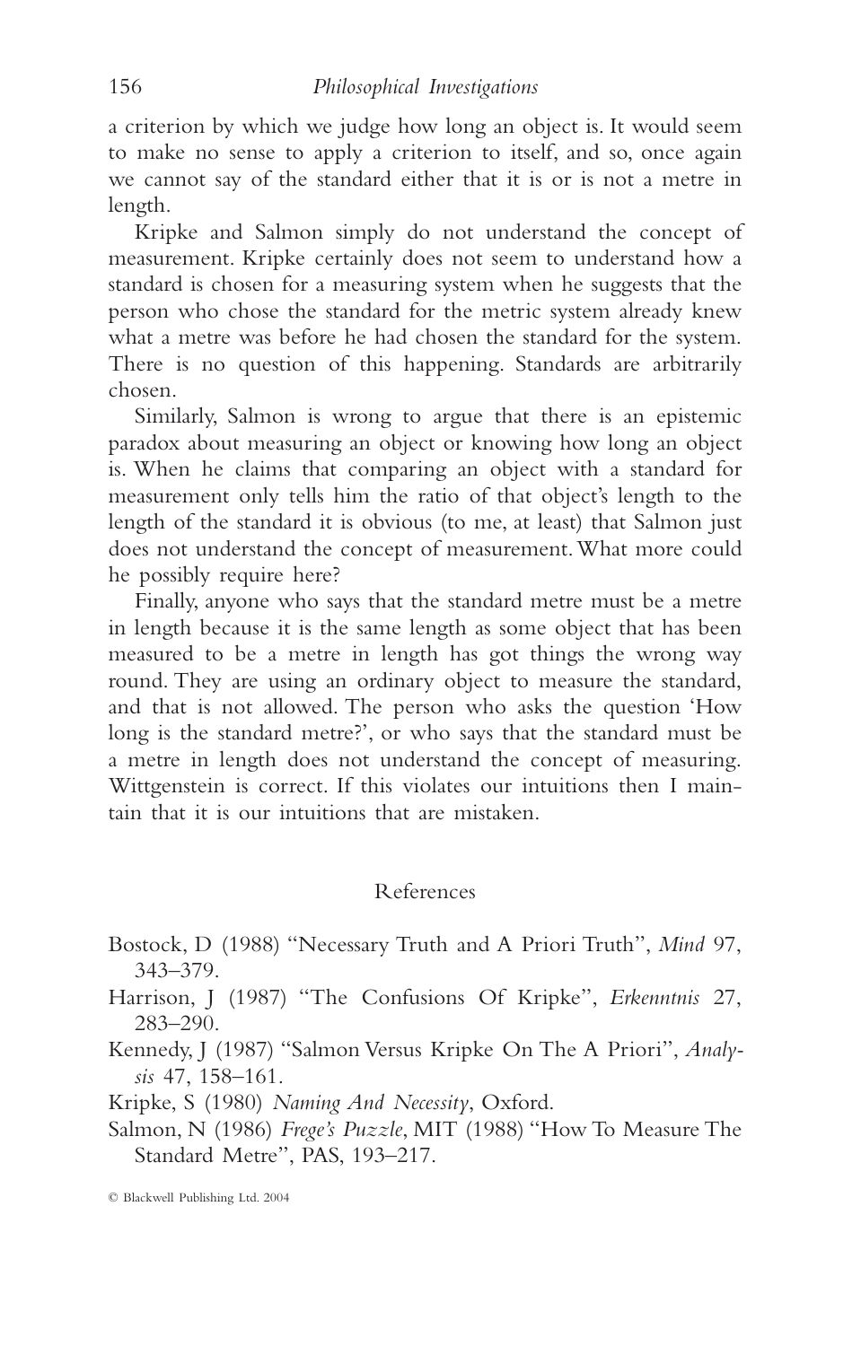a criterion by which we judge how long an object is. It would seem to make no sense to apply a criterion to itself, and so, once again we cannot say of the standard either that it is or is not a metre in length.

Kripke and Salmon simply do not understand the concept of measurement. Kripke certainly does not seem to understand how a standard is chosen for a measuring system when he suggests that the person who chose the standard for the metric system already knew what a metre was before he had chosen the standard for the system. There is no question of this happening. Standards are arbitrarily chosen.

Similarly, Salmon is wrong to argue that there is an epistemic paradox about measuring an object or knowing how long an object is. When he claims that comparing an object with a standard for measurement only tells him the ratio of that object's length to the length of the standard it is obvious (to me, at least) that Salmon just does not understand the concept of measurement. What more could he possibly require here?

Finally, anyone who says that the standard metre must be a metre in length because it is the same length as some object that has been measured to be a metre in length has got things the wrong way round. They are using an ordinary object to measure the standard, and that is not allowed. The person who asks the question 'How long is the standard metre?', or who says that the standard must be a metre in length does not understand the concept of measuring. Wittgenstein is correct. If this violates our intuitions then I maintain that it is our intuitions that are mistaken.

## References

Bostock, D (1988) "Necessary Truth and A Priori Truth", *Mind* 97, 343–379.

Harrison, J (1987) "The Confusions Of Kripke", *Erkenntnis* 27, 283–290.

Kennedy, J (1987) "Salmon Versus Kripke On The A Priori", *Analysis* 47, 158–161.

Kripke, S (1980) *Naming And Necessity*, Oxford.

Salmon, N (1986) *Frege's Puzzle*, MIT (1988) "How To Measure The Standard Metre", PAS, 193–217.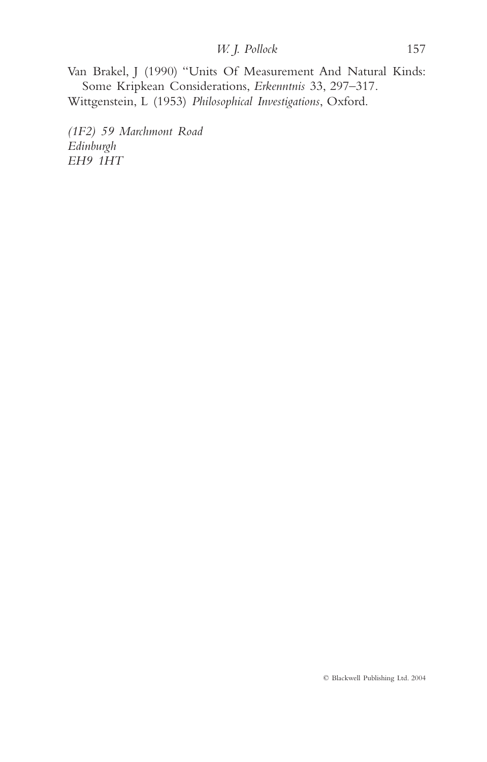Van Brakel, J (1990) "Units Of Measurement And Natural Kinds: Some Kripkean Considerations, *Erkenntnis* 33, 297–317.

Wittgenstein, L (1953) *Philosophical Investigations*, Oxford.

*(1F2) 59 Marchmont Road*
*Edinburgh*
*EH9 1HT*

© Blackwell Publishing Ltd. 2004